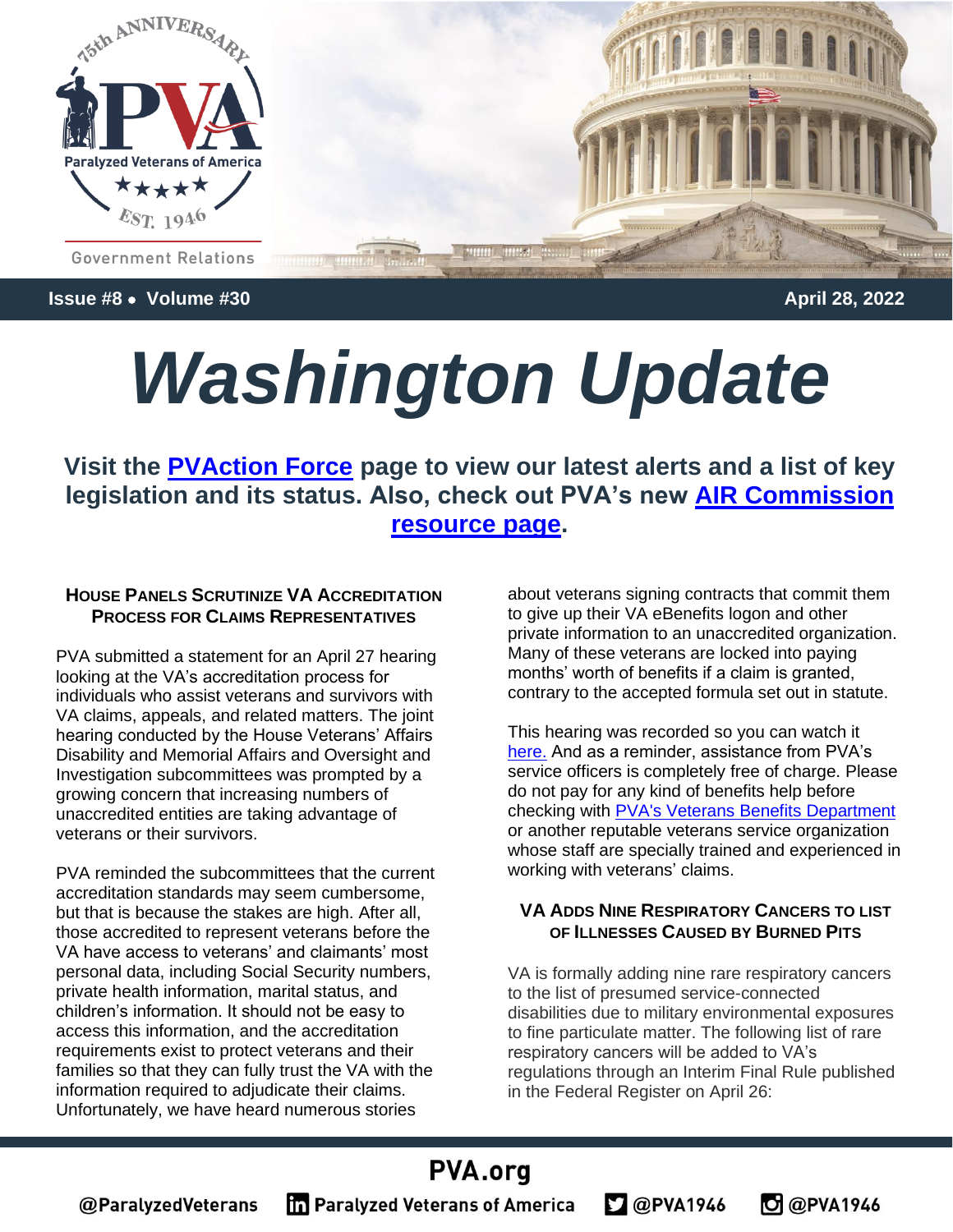Government Relations

Issue #8 • Volume #30 April 28, 2022

# Washington Update

**Visit the [PVAction Force] page to view our latest alerts and a list of key legislation and its status. Also, check out PVA's new [AIR Commission resource page].**

### HOUSE PANELS SCRUTINIZE VA ACCREDITATION PROCESS FOR CLAIMS REPRESENTATIVES

PVA submitted a statement for an April 27 hearing looking at the VA's accreditation process for individuals who assist veterans and survivors with VA claims, appeals, and related matters. The joint hearing conducted by the House Veterans' Affairs Disability and Memorial Affairs and Oversight and Investigation subcommittees was prompted by a growing concern that increasing numbers of unaccredited entities are taking advantage of veterans or their survivors.

PVA reminded the subcommittees that the current accreditation standards may seem cumbersome, but that is because the stakes are high. After all, those accredited to represent veterans before the VA have access to veterans' and claimants' most personal data, including Social Security numbers, private health information, marital status, and children's information. It should not be easy to access this information, and the accreditation requirements exist to protect veterans and their families so that they can fully trust the VA with the information required to adjudicate their claims. Unfortunately, we have heard numerous stories about veterans signing contracts that commit them to give up their VA eBenefits logon and other private information to an unaccredited organization. Many of these veterans are locked into paying months' worth of benefits if a claim is granted, contrary to the accepted formula set out in statute.

This hearing was recorded so you can watch it [here.] And as a reminder, assistance from PVA's service officers is completely free of charge. Please do not pay for any kind of benefits help before checking with [PVA's Veterans Benefits Department] or another reputable veterans service organization whose staff are specially trained and experienced in working with veterans' claims.

### VA ADDS NINE RESPIRATORY CANCERS TO LIST OF ILLNESSES CAUSED BY BURNED PITS

VA is formally adding nine rare respiratory cancers to the list of presumed service-connected disabilities due to military environmental exposures to fine particulate matter. The following list of rare respiratory cancers will be added to VA's regulations through an Interim Final Rule published in the Federal Register on April 26: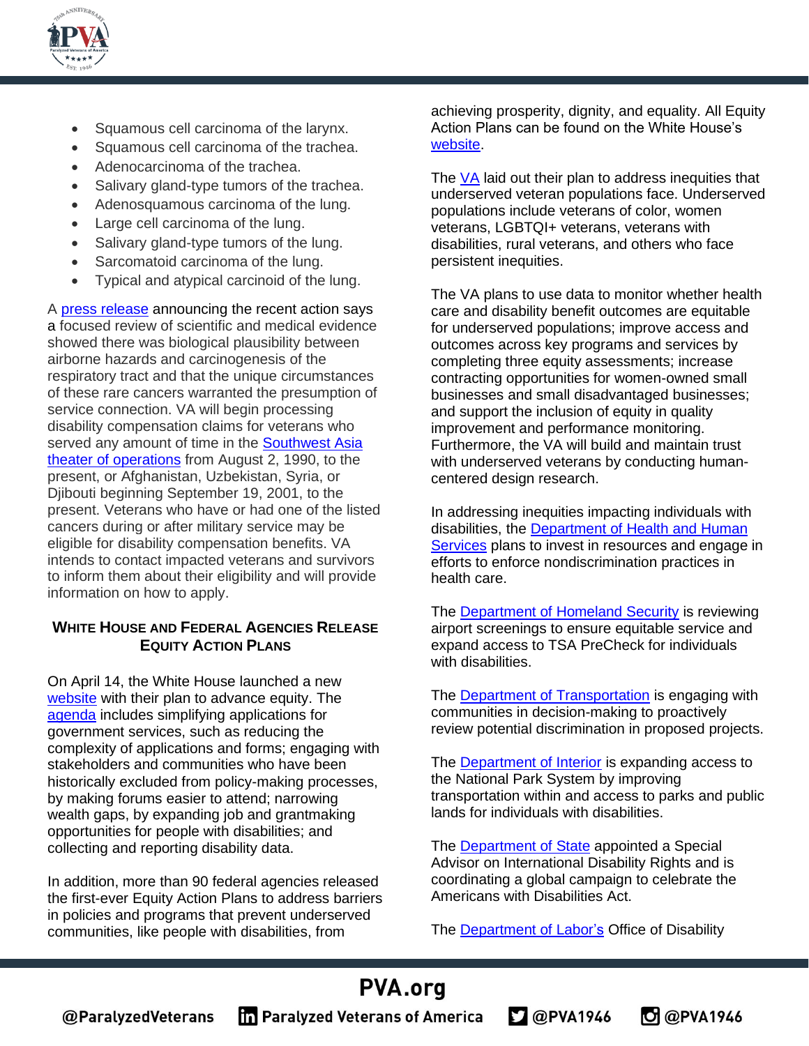- Squamous cell carcinoma of the larynx.
- Squamous cell carcinoma of the trachea.
- Adenocarcinoma of the trachea.
- Salivary gland-type tumors of the trachea.
- Adenosquamous carcinoma of the lung.
- Large cell carcinoma of the lung.
- Salivary gland-type tumors of the lung.
- Sarcomatoid carcinoma of the lung.
- Typical and atypical carcinoid of the lung.

A press release announcing the recent action says a focused review of scientific and medical evidence showed there was biological plausibility between airborne hazards and carcinogenesis of the respiratory tract and that the unique circumstances of these rare cancers warranted the presumption of service connection. VA will begin processing disability compensation claims for veterans who served any amount of time in the Southwest Asia theater of operations from August 2, 1990, to the present, or Afghanistan, Uzbekistan, Syria, or Djibouti beginning September 19, 2001, to the present. Veterans who have or had one of the listed cancers during or after military service may be eligible for disability compensation benefits. VA intends to contact impacted veterans and survivors to inform them about their eligibility and will provide information on how to apply.

## White House and Federal Agencies Release Equity Action Plans

On April 14, the White House launched a new website with their plan to advance equity. The agenda includes simplifying applications for government services, such as reducing the complexity of applications and forms; engaging with stakeholders and communities who have been historically excluded from policy-making processes, by making forums easier to attend; narrowing wealth gaps, by expanding job and grantmaking opportunities for people with disabilities; and collecting and reporting disability data.

In addition, more than 90 federal agencies released the first-ever Equity Action Plans to address barriers in policies and programs that prevent underserved communities, like people with disabilities, from achieving prosperity, dignity, and equality. All Equity Action Plans can be found on the White House's website.

The VA laid out their plan to address inequities that underserved veteran populations face. Underserved populations include veterans of color, women veterans, LGBTQI+ veterans, veterans with disabilities, rural veterans, and others who face persistent inequities.

The VA plans to use data to monitor whether health care and disability benefit outcomes are equitable for underserved populations; improve access and outcomes across key programs and services by completing three equity assessments; increase contracting opportunities for women-owned small businesses and small disadvantaged businesses; and support the inclusion of equity in quality improvement and performance monitoring. Furthermore, the VA will build and maintain trust with underserved veterans by conducting human-centered design research.

In addressing inequities impacting individuals with disabilities, the Department of Health and Human Services plans to invest in resources and engage in efforts to enforce nondiscrimination practices in health care.

The Department of Homeland Security is reviewing airport screenings to ensure equitable service and expand access to TSA PreCheck for individuals with disabilities.

The Department of Transportation is engaging with communities in decision-making to proactively review potential discrimination in proposed projects.

The Department of Interior is expanding access to the National Park System by improving transportation within and access to parks and public lands for individuals with disabilities.

The Department of State appointed a Special Advisor on International Disability Rights and is coordinating a global campaign to celebrate the Americans with Disabilities Act.

The Department of Labor's Office of Disability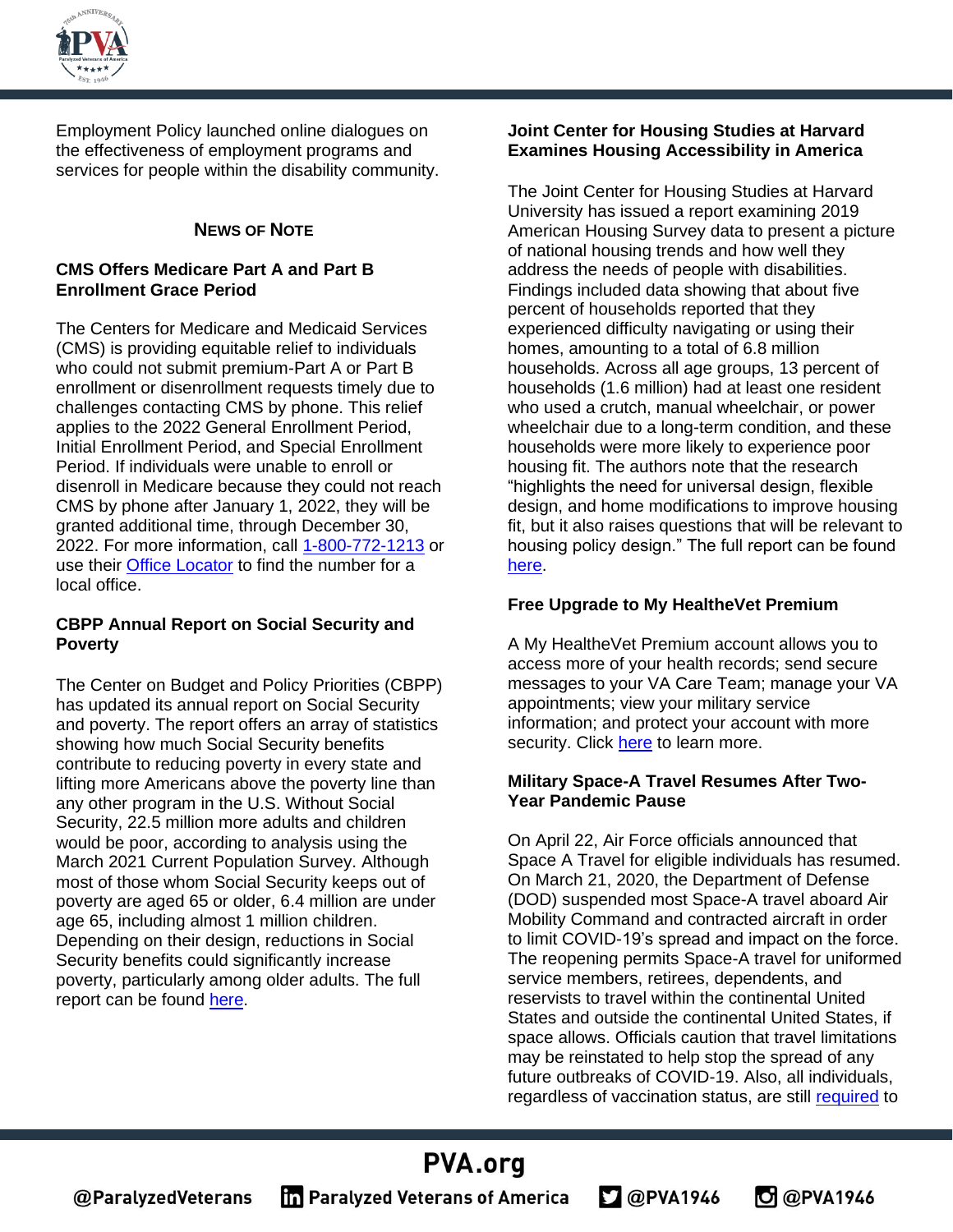Employment Policy launched online dialogues on the effectiveness of employment programs and services for people within the disability community.

## News of Note

### CMS Offers Medicare Part A and Part B Enrollment Grace Period

The Centers for Medicare and Medicaid Services (CMS) is providing equitable relief to individuals who could not submit premium-Part A or Part B enrollment or disenrollment requests timely due to challenges contacting CMS by phone. This relief applies to the 2022 General Enrollment Period, Initial Enrollment Period, and Special Enrollment Period. If individuals were unable to enroll or disenroll in Medicare because they could not reach CMS by phone after January 1, 2022, they will be granted additional time, through December 30, 2022. For more information, call 1-800-772-1213 or use their Office Locator to find the number for a local office.

### CBPP Annual Report on Social Security and Poverty

The Center on Budget and Policy Priorities (CBPP) has updated its annual report on Social Security and poverty. The report offers an array of statistics showing how much Social Security benefits contribute to reducing poverty in every state and lifting more Americans above the poverty line than any other program in the U.S. Without Social Security, 22.5 million more adults and children would be poor, according to analysis using the March 2021 Current Population Survey. Although most of those whom Social Security keeps out of poverty are aged 65 or older, 6.4 million are under age 65, including almost 1 million children. Depending on their design, reductions in Social Security benefits could significantly increase poverty, particularly among older adults. The full report can be found here.

### Joint Center for Housing Studies at Harvard Examines Housing Accessibility in America

The Joint Center for Housing Studies at Harvard University has issued a report examining 2019 American Housing Survey data to present a picture of national housing trends and how well they address the needs of people with disabilities. Findings included data showing that about five percent of households reported that they experienced difficulty navigating or using their homes, amounting to a total of 6.8 million households. Across all age groups, 13 percent of households (1.6 million) had at least one resident who used a crutch, manual wheelchair, or power wheelchair due to a long-term condition, and these households were more likely to experience poor housing fit. The authors note that the research "highlights the need for universal design, flexible design, and home modifications to improve housing fit, but it also raises questions that will be relevant to housing policy design." The full report can be found here.

### Free Upgrade to My HealtheVet Premium

A My HealtheVet Premium account allows you to access more of your health records; send secure messages to your VA Care Team; manage your VA appointments; view your military service information; and protect your account with more security. Click here to learn more.

### Military Space-A Travel Resumes After Two-Year Pandemic Pause

On April 22, Air Force officials announced that Space A Travel for eligible individuals has resumed. On March 21, 2020, the Department of Defense (DOD) suspended most Space-A travel aboard Air Mobility Command and contracted aircraft in order to limit COVID-19's spread and impact on the force. The reopening permits Space-A travel for uniformed service members, retirees, dependents, and reservists to travel within the continental United States and outside the continental United States, if space allows. Officials caution that travel limitations may be reinstated to help stop the spread of any future outbreaks of COVID-19. Also, all individuals, regardless of vaccination status, are still required to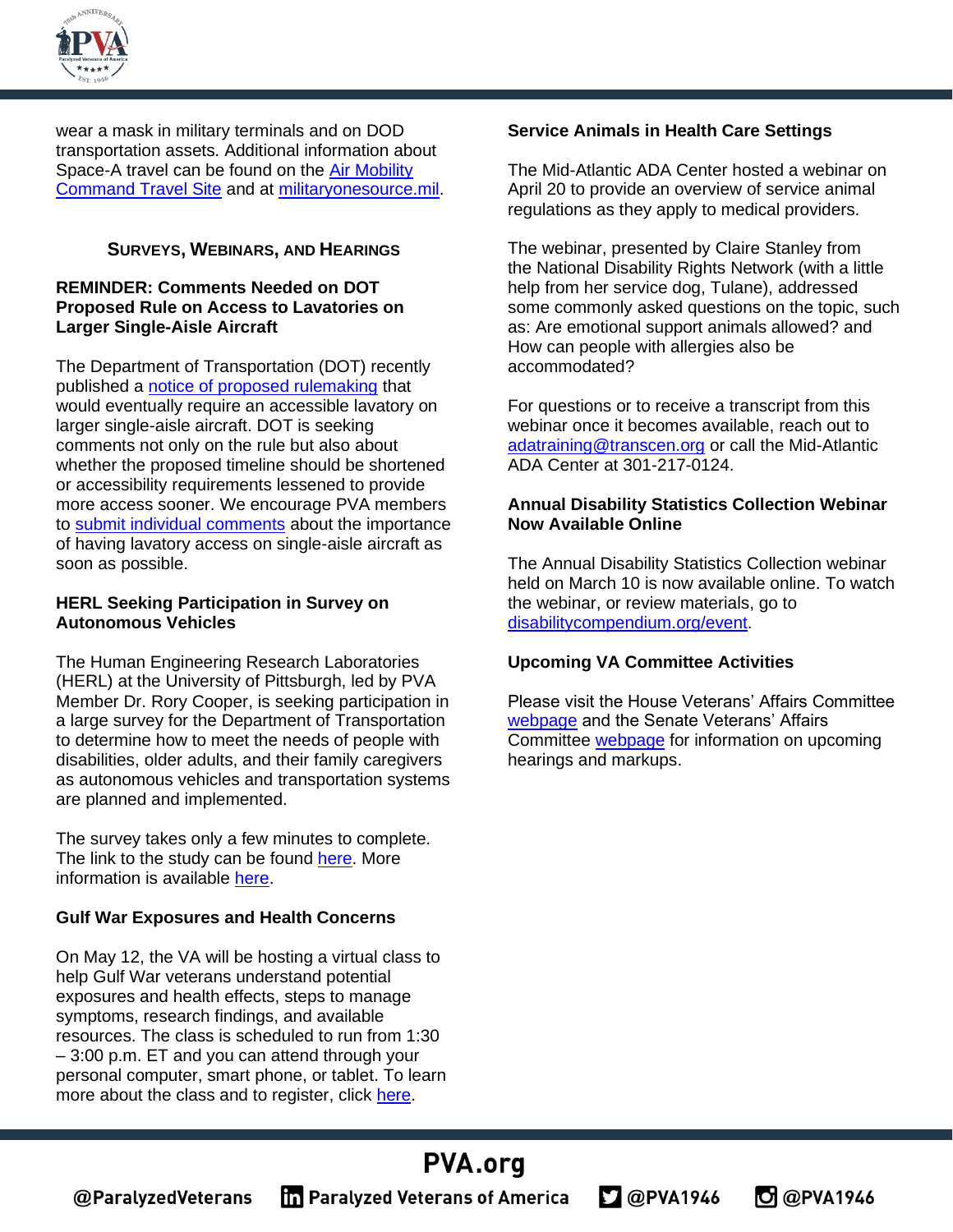wear a mask in military terminals and on DOD transportation assets. Additional information about Space-A travel can be found on the Air Mobility Command Travel Site and at militaryonesource.mil.

## Surveys, Webinars, and Hearings

### REMINDER: Comments Needed on DOT Proposed Rule on Access to Lavatories on Larger Single-Aisle Aircraft

The Department of Transportation (DOT) recently published a notice of proposed rulemaking that would eventually require an accessible lavatory on larger single-aisle aircraft. DOT is seeking comments not only on the rule but also about whether the proposed timeline should be shortened or accessibility requirements lessened to provide more access sooner. We encourage PVA members to submit individual comments about the importance of having lavatory access on single-aisle aircraft as soon as possible.

### HERL Seeking Participation in Survey on Autonomous Vehicles

The Human Engineering Research Laboratories (HERL) at the University of Pittsburgh, led by PVA Member Dr. Rory Cooper, is seeking participation in a large survey for the Department of Transportation to determine how to meet the needs of people with disabilities, older adults, and their family caregivers as autonomous vehicles and transportation systems are planned and implemented.

The survey takes only a few minutes to complete. The link to the study can be found here. More information is available here.

### Gulf War Exposures and Health Concerns

On May 12, the VA will be hosting a virtual class to help Gulf War veterans understand potential exposures and health effects, steps to manage symptoms, research findings, and available resources. The class is scheduled to run from 1:30 – 3:00 p.m. ET and you can attend through your personal computer, smart phone, or tablet. To learn more about the class and to register, click here.

### Service Animals in Health Care Settings

The Mid-Atlantic ADA Center hosted a webinar on April 20 to provide an overview of service animal regulations as they apply to medical providers.

The webinar, presented by Claire Stanley from the National Disability Rights Network (with a little help from her service dog, Tulane), addressed some commonly asked questions on the topic, such as: Are emotional support animals allowed? and How can people with allergies also be accommodated?

For questions or to receive a transcript from this webinar once it becomes available, reach out to adatraining@transcen.org or call the Mid-Atlantic ADA Center at 301-217-0124.

### Annual Disability Statistics Collection Webinar Now Available Online

The Annual Disability Statistics Collection webinar held on March 10 is now available online. To watch the webinar, or review materials, go to disabilitycompendium.org/event.

### Upcoming VA Committee Activities

Please visit the House Veterans' Affairs Committee webpage and the Senate Veterans' Affairs Committee webpage for information on upcoming hearings and markups.